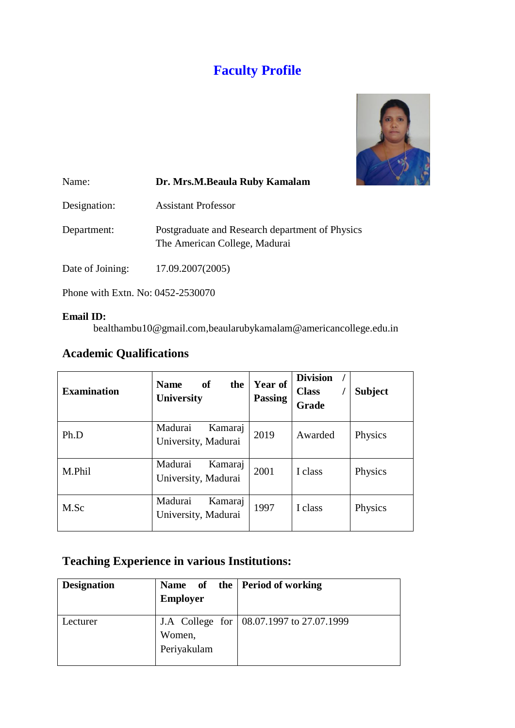# Faculty Profile

Name: **Dr. Mrs.M.Beaula Ruby Kamalam**

Designation: Assistant Professor

Department: Postgraduate and Research department of Physics
The American College, Madurai

Date of Joining: 17.09.2007(2005)

Phone with Extn. No: 0452-2530070

**Email ID:**
bealthambu10@gmail.com,beaularubykamalam@americancollege.edu.in

## Academic Qualifications

| **Examination** | **Name of the University** | **Year of Passing** | **Division / Class / Grade** | **Subject** |
|---|---|---|---|---|
| Ph.D | Madurai Kamaraj University, Madurai | 2019 | Awarded | Physics |
| M.Phil | Madurai Kamaraj University, Madurai | 2001 | I class | Physics |
| M.Sc | Madurai Kamaraj University, Madurai | 1997 | I class | Physics |

## Teaching Experience in various Institutions:

| **Designation** | **Name of the Employer** | **Period of working** |
|---|---|---|
| Lecturer | J.A College for Women, Periyakulam | 08.07.1997 to 27.07.1999 |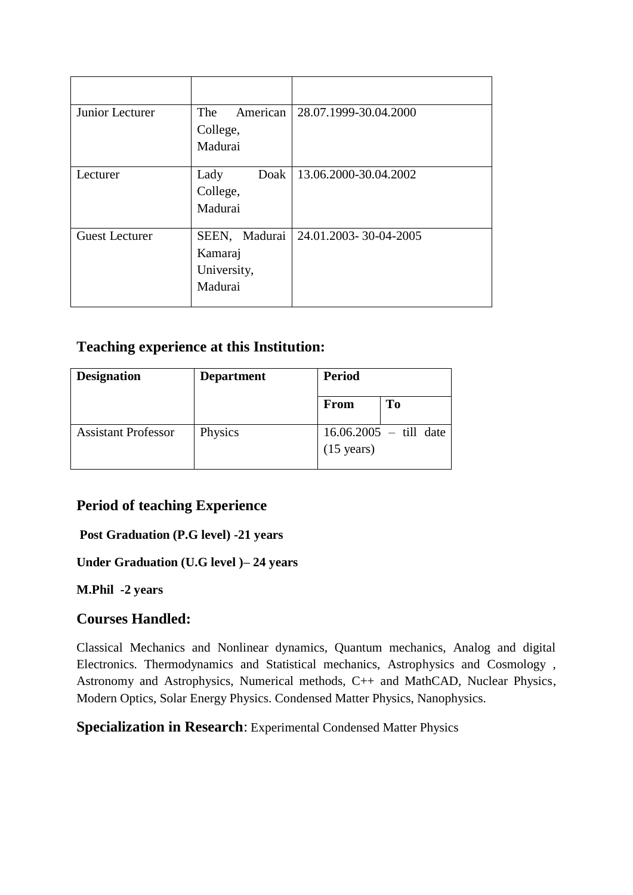| | | |
|---|---|---|
| Junior Lecturer | The American College, Madurai | 28.07.1999-30.04.2000 |
| Lecturer | Lady Doak College, Madurai | 13.06.2000-30.04.2002 |
| Guest Lecturer | SEEN, Madurai Kamaraj University, Madurai | 24.01.2003- 30-04-2005 |

## Teaching experience at this Institution:

| **Designation** | **Department** | **Period** | |
|---|---|---|---|
| | | **From** | **To** |
| Assistant Professor | Physics | 16.06.2005 – till date (15 years) | |

## Period of teaching Experience

**Post Graduation (P.G level) -21 years**

**Under Graduation (U.G level )– 24 years**

**M.Phil -2 years**

## Courses Handled:

Classical Mechanics and Nonlinear dynamics, Quantum mechanics, Analog and digital Electronics. Thermodynamics and Statistical mechanics, Astrophysics and Cosmology , Astronomy and Astrophysics, Numerical methods, C++ and MathCAD, Nuclear Physics, Modern Optics, Solar Energy Physics. Condensed Matter Physics, Nanophysics.

**Specialization in Research**: Experimental Condensed Matter Physics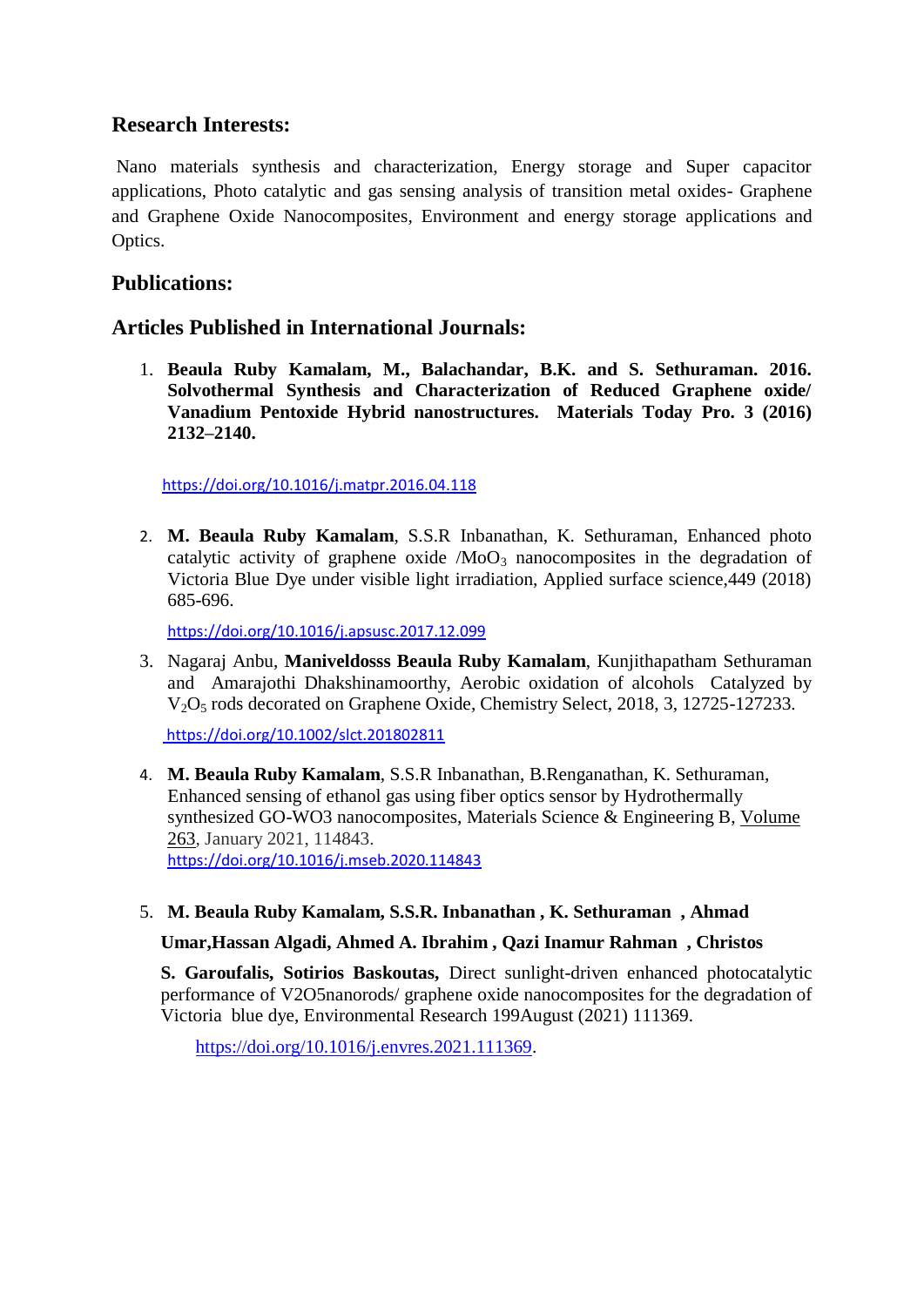## Research Interests:

Nano materials synthesis and characterization, Energy storage and Super capacitor applications, Photo catalytic and gas sensing analysis of transition metal oxides- Graphene and Graphene Oxide Nanocomposites, Environment and energy storage applications and Optics.

## Publications:

## Articles Published in International Journals:

1. **Beaula Ruby Kamalam, M., Balachandar, B.K. and S. Sethuraman. 2016. Solvothermal Synthesis and Characterization of Reduced Graphene oxide/ Vanadium Pentoxide Hybrid nanostructures. Materials Today Pro. 3 (2016) 2132–2140.**

   https://doi.org/10.1016/j.matpr.2016.04.118

2. **M. Beaula Ruby Kamalam**, S.S.R Inbanathan, K. Sethuraman, Enhanced photo catalytic activity of graphene oxide /$MoO_3$ nanocomposites in the degradation of Victoria Blue Dye under visible light irradiation, Applied surface science,449 (2018) 685-696.

   https://doi.org/10.1016/j.apsusc.2017.12.099

3. Nagaraj Anbu, **Maniveldosss Beaula Ruby Kamalam**, Kunjithapatham Sethuraman and Amarajothi Dhakshinamoorthy, Aerobic oxidation of alcohols Catalyzed by $V_2O_5$ rods decorated on Graphene Oxide, Chemistry Select, 2018, 3, 12725-127233.

   https://doi.org/10.1002/slct.201802811

4. **M. Beaula Ruby Kamalam**, S.S.R Inbanathan, B.Renganathan, K. Sethuraman, Enhanced sensing of ethanol gas using fiber optics sensor by Hydrothermally synthesized GO-WO3 nanocomposites, Materials Science & Engineering B, Volume 263, January 2021, 114843.
   https://doi.org/10.1016/j.mseb.2020.114843

5. **M. Beaula Ruby Kamalam, S.S.R. Inbanathan , K. Sethuraman , Ahmad Umar,Hassan Algadi, Ahmed A. Ibrahim , Qazi Inamur Rahman , Christos S. Garoufalis, Sotirios Baskoutas,** Direct sunlight-driven enhanced photocatalytic performance of V2O5nanorods/ graphene oxide nanocomposites for the degradation of Victoria blue dye, Environmental Research 199August (2021) 111369.

   https://doi.org/10.1016/j.envres.2021.111369.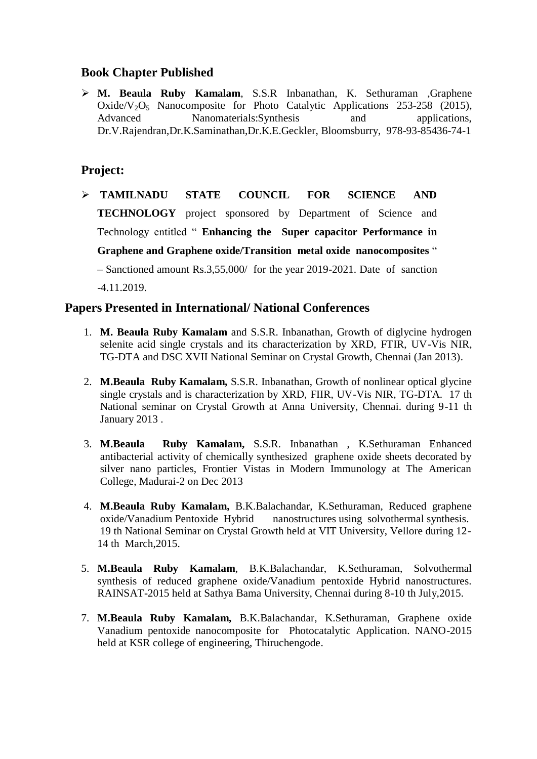## Book Chapter Published

- **M. Beaula Ruby Kamalam**, S.S.R Inbanathan, K. Sethuraman ,Graphene Oxide/$V_2O_5$ Nanocomposite for Photo Catalytic Applications 253-258 (2015), Advanced Nanomaterials:Synthesis and applications, Dr.V.Rajendran,Dr.K.Saminathan,Dr.K.E.Geckler, Bloomsburry, 978-93-85436-74-1

## Project:

- **TAMILNADU STATE COUNCIL FOR SCIENCE AND TECHNOLOGY** project sponsored by Department of Science and Technology entitled " **Enhancing the Super capacitor Performance in Graphene and Graphene oxide/Transition metal oxide nanocomposites** " – Sanctioned amount Rs.3,55,000/ for the year 2019-2021. Date of sanction -4.11.2019.

## Papers Presented in International/ National Conferences

1. **M. Beaula Ruby Kamalam** and S.S.R. Inbanathan, Growth of diglycine hydrogen selenite acid single crystals and its characterization by XRD, FTIR, UV-Vis NIR, TG-DTA and DSC XVII National Seminar on Crystal Growth, Chennai (Jan 2013).
2. **M.Beaula Ruby Kamalam,** S.S.R. Inbanathan, Growth of nonlinear optical glycine single crystals and is characterization by XRD, FIIR, UV-Vis NIR, TG-DTA. 17 th National seminar on Crystal Growth at Anna University, Chennai. during 9-11 th January 2013 .
3. **M.Beaula Ruby Kamalam,** S.S.R. Inbanathan , K.Sethuraman Enhanced antibacterial activity of chemically synthesized graphene oxide sheets decorated by silver nano particles, Frontier Vistas in Modern Immunology at The American College, Madurai-2 on Dec 2013
4. **M.Beaula Ruby Kamalam,** B.K.Balachandar, K.Sethuraman, Reduced graphene oxide/Vanadium Pentoxide Hybrid nanostructures using solvothermal synthesis. 19 th National Seminar on Crystal Growth held at VIT University, Vellore during 12-14 th March,2015.
5. **M.Beaula Ruby Kamalam**, B.K.Balachandar, K.Sethuraman, Solvothermal synthesis of reduced graphene oxide/Vanadium pentoxide Hybrid nanostructures. RAINSAT-2015 held at Sathya Bama University, Chennai during 8-10 th July,2015.

7. **M.Beaula Ruby Kamalam,** B.K.Balachandar, K.Sethuraman, Graphene oxide Vanadium pentoxide nanocomposite for Photocatalytic Application. NANO-2015 held at KSR college of engineering, Thiruchengode.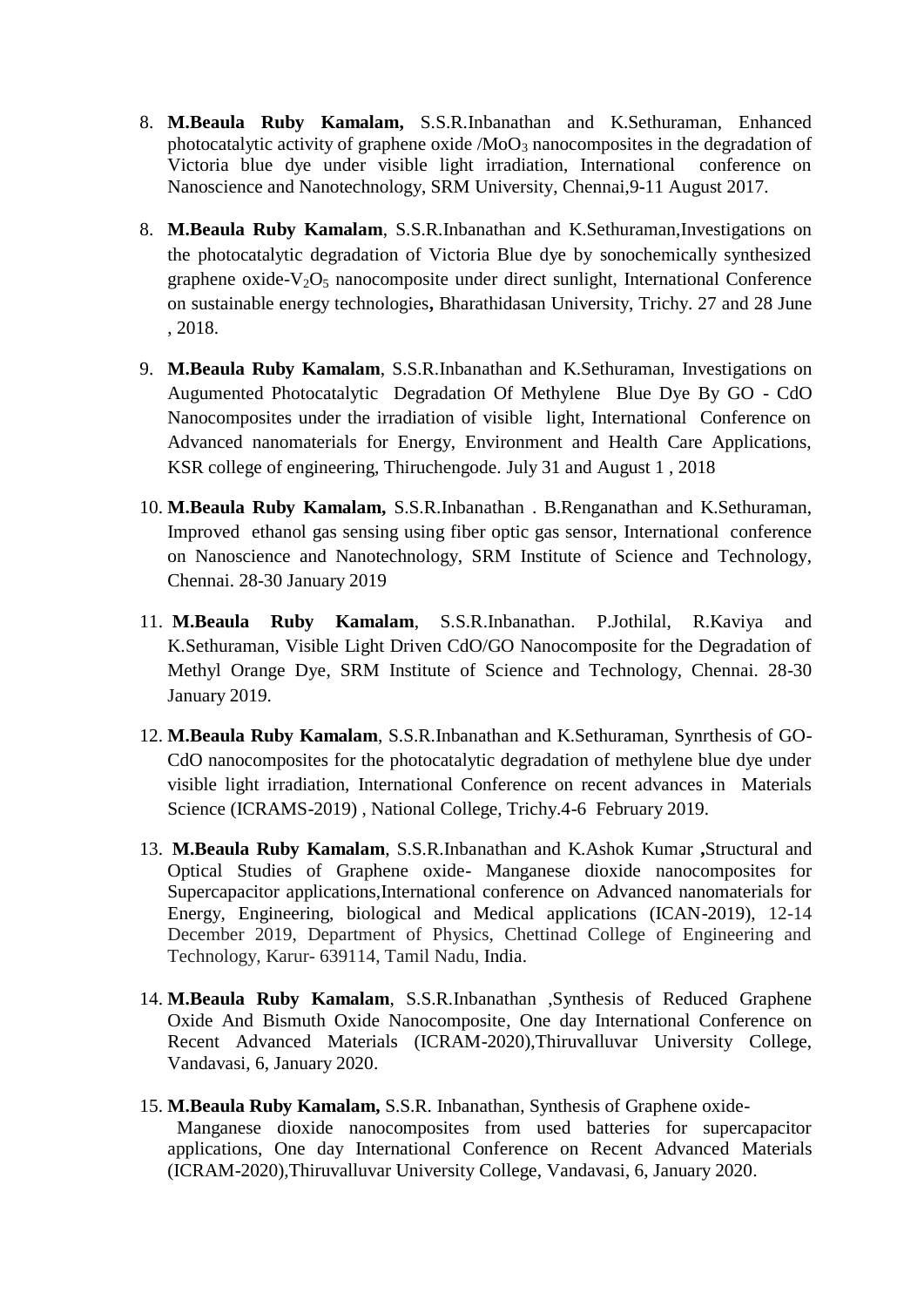8. **M.Beaula Ruby Kamalam,** S.S.R.Inbanathan and K.Sethuraman, Enhanced photocatalytic activity of graphene oxide /$MoO_3$ nanocomposites in the degradation of Victoria blue dye under visible light irradiation, International conference on Nanoscience and Nanotechnology, SRM University, Chennai,9-11 August 2017.

8. **M.Beaula Ruby Kamalam**, S.S.R.Inbanathan and K.Sethuraman,Investigations on the photocatalytic degradation of Victoria Blue dye by sonochemically synthesized graphene oxide-$V_2O_5$ nanocomposite under direct sunlight, International Conference on sustainable energy technologies**,** Bharathidasan University, Trichy. 27 and 28 June , 2018.

9. **M.Beaula Ruby Kamalam**, S.S.R.Inbanathan and K.Sethuraman, Investigations on Augumented Photocatalytic Degradation Of Methylene Blue Dye By GO - CdO Nanocomposites under the irradiation of visible light, International Conference on Advanced nanomaterials for Energy, Environment and Health Care Applications, KSR college of engineering, Thiruchengode. July 31 and August 1 , 2018

10. **M.Beaula Ruby Kamalam,** S.S.R.Inbanathan . B.Renganathan and K.Sethuraman, Improved ethanol gas sensing using fiber optic gas sensor, International conference on Nanoscience and Nanotechnology, SRM Institute of Science and Technology, Chennai. 28-30 January 2019

11. **M.Beaula Ruby Kamalam**, S.S.R.Inbanathan. P.Jothilal, R.Kaviya and K.Sethuraman, Visible Light Driven CdO/GO Nanocomposite for the Degradation of Methyl Orange Dye, SRM Institute of Science and Technology, Chennai. 28-30 January 2019.

12. **M.Beaula Ruby Kamalam**, S.S.R.Inbanathan and K.Sethuraman, Synrthesis of GO-CdO nanocomposites for the photocatalytic degradation of methylene blue dye under visible light irradiation, International Conference on recent advances in Materials Science (ICRAMS-2019) , National College, Trichy.4-6 February 2019.

13. **M.Beaula Ruby Kamalam**, S.S.R.Inbanathan and K.Ashok Kumar **,**Structural and Optical Studies of Graphene oxide- Manganese dioxide nanocomposites for Supercapacitor applications,International conference on Advanced nanomaterials for Energy, Engineering, biological and Medical applications (ICAN-2019), 12-14 December 2019, Department of Physics, Chettinad College of Engineering and Technology, Karur- 639114, Tamil Nadu, India.

14. **M.Beaula Ruby Kamalam**, S.S.R.Inbanathan ,Synthesis of Reduced Graphene Oxide And Bismuth Oxide Nanocomposite, One day International Conference on Recent Advanced Materials (ICRAM-2020),Thiruvalluvar University College, Vandavasi, 6, January 2020.

15. **M.Beaula Ruby Kamalam,** S.S.R. Inbanathan, Synthesis of Graphene oxide- Manganese dioxide nanocomposites from used batteries for supercapacitor applications, One day International Conference on Recent Advanced Materials (ICRAM-2020),Thiruvalluvar University College, Vandavasi, 6, January 2020.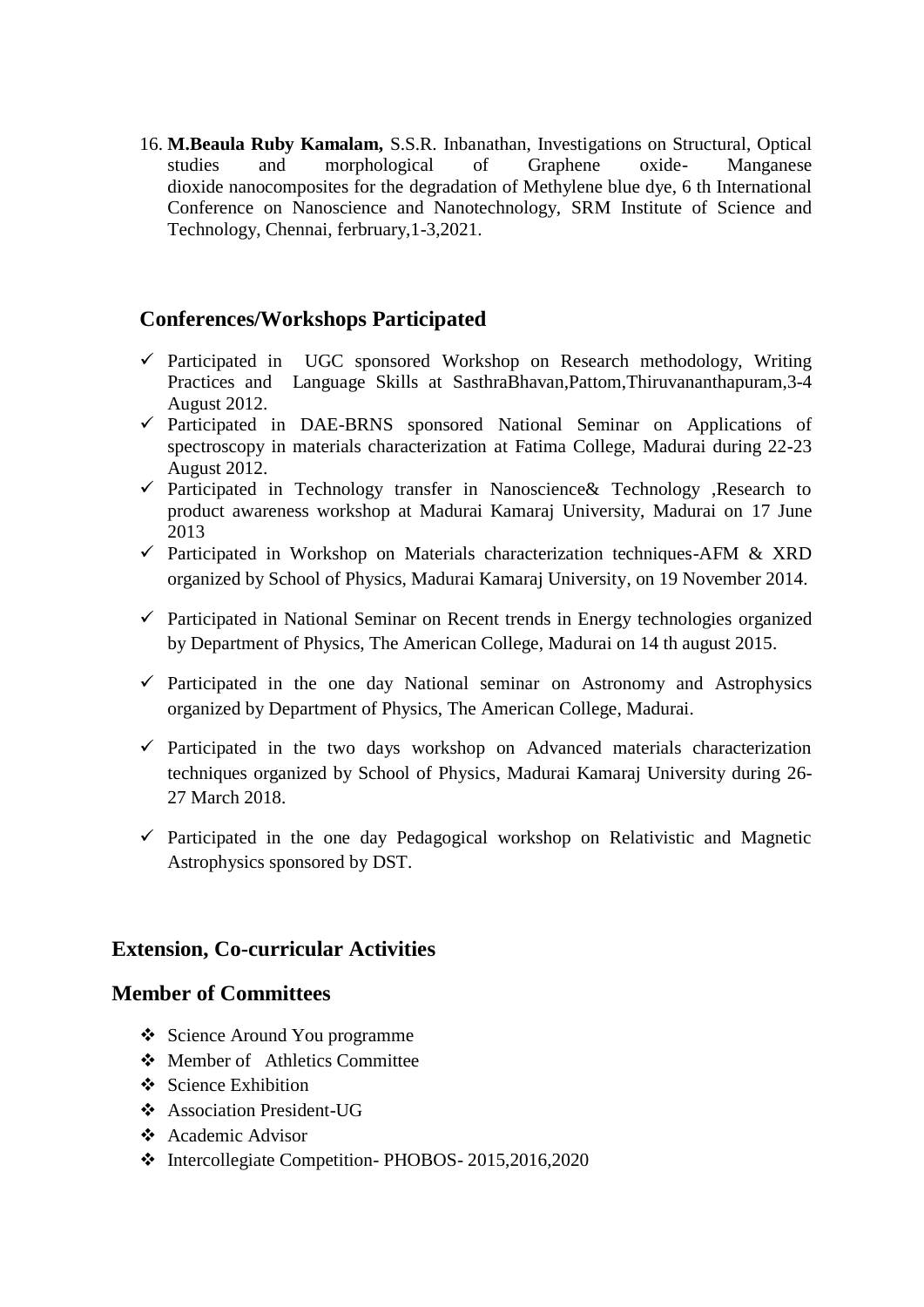16. **M.Beaula Ruby Kamalam,** S.S.R. Inbanathan, Investigations on Structural, Optical studies and morphological of Graphene oxide- Manganese dioxide nanocomposites for the degradation of Methylene blue dye, 6 th International Conference on Nanoscience and Nanotechnology, SRM Institute of Science and Technology, Chennai, ferbruary,1-3,2021.

## Conferences/Workshops Participated

- ✓ Participated in UGC sponsored Workshop on Research methodology, Writing Practices and Language Skills at SasthraBhavan,Pattom,Thiruvananthapuram,3-4 August 2012.
- ✓ Participated in DAE-BRNS sponsored National Seminar on Applications of spectroscopy in materials characterization at Fatima College, Madurai during 22-23 August 2012.
- ✓ Participated in Technology transfer in Nanoscience& Technology ,Research to product awareness workshop at Madurai Kamaraj University, Madurai on 17 June 2013
- ✓ Participated in Workshop on Materials characterization techniques-AFM & XRD organized by School of Physics, Madurai Kamaraj University, on 19 November 2014.
- ✓ Participated in National Seminar on Recent trends in Energy technologies organized by Department of Physics, The American College, Madurai on 14 th august 2015.
- ✓ Participated in the one day National seminar on Astronomy and Astrophysics organized by Department of Physics, The American College, Madurai.
- ✓ Participated in the two days workshop on Advanced materials characterization techniques organized by School of Physics, Madurai Kamaraj University during 26-27 March 2018.
- ✓ Participated in the one day Pedagogical workshop on Relativistic and Magnetic Astrophysics sponsored by DST.

## Extension, Co-curricular Activities

## Member of Committees

- ❖ Science Around You programme
- ❖ Member of Athletics Committee
- ❖ Science Exhibition
- ❖ Association President-UG
- ❖ Academic Advisor
- ❖ Intercollegiate Competition- PHOBOS- 2015,2016,2020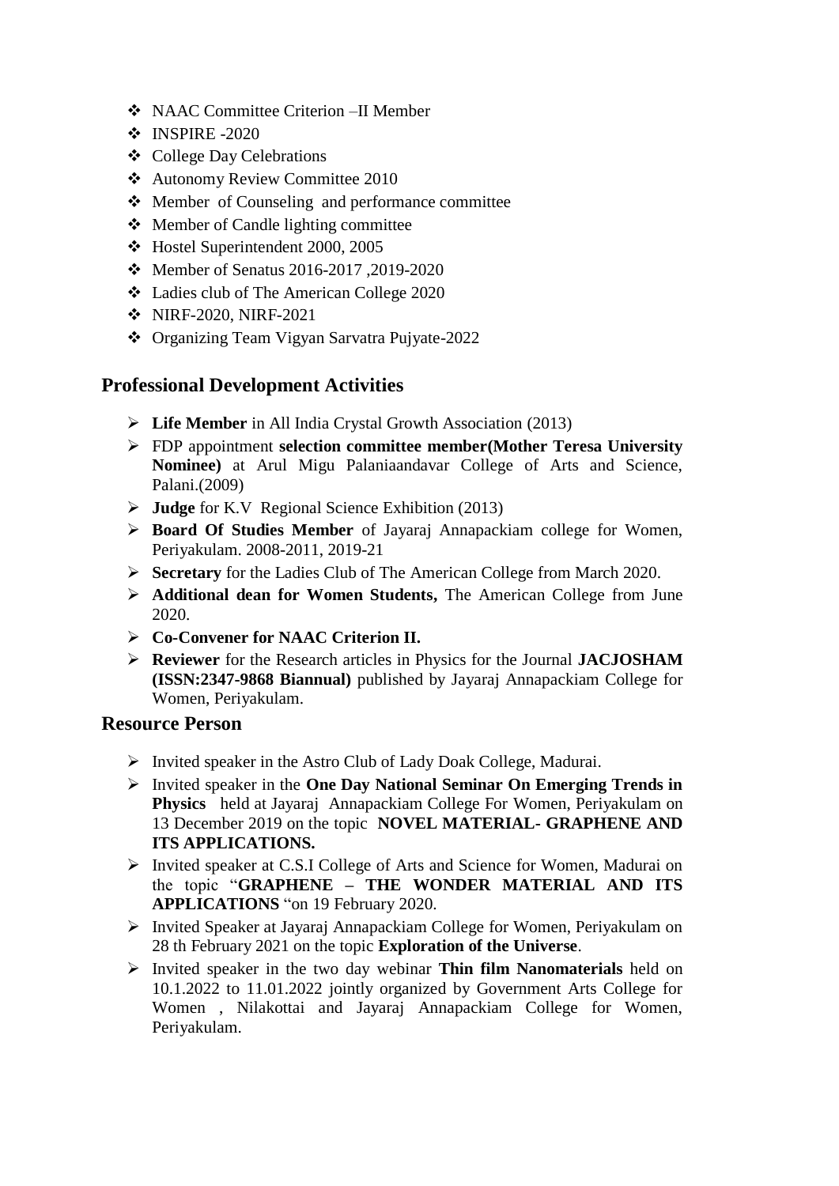- NAAC Committee Criterion –II Member
- INSPIRE -2020
- College Day Celebrations
- Autonomy Review Committee 2010
- Member of Counseling and performance committee
- Member of Candle lighting committee
- Hostel Superintendent 2000, 2005
- Member of Senatus 2016-2017 ,2019-2020
- Ladies club of The American College 2020
- NIRF-2020, NIRF-2021
- Organizing Team Vigyan Sarvatra Pujyate-2022

## Professional Development Activities

- **Life Member** in All India Crystal Growth Association (2013)
- FDP appointment **selection committee member(Mother Teresa University Nominee)** at Arul Migu Palaniaandavar College of Arts and Science, Palani.(2009)
- **Judge** for K.V Regional Science Exhibition (2013)
- **Board Of Studies Member** of Jayaraj Annapackiam college for Women, Periyakulam. 2008-2011, 2019-21
- **Secretary** for the Ladies Club of The American College from March 2020.
- **Additional dean for Women Students,** The American College from June 2020.
- **Co-Convener for NAAC Criterion II.**
- **Reviewer** for the Research articles in Physics for the Journal **JACJOSHAM (ISSN:2347-9868 Biannual)** published by Jayaraj Annapackiam College for Women, Periyakulam.

## Resource Person

- Invited speaker in the Astro Club of Lady Doak College, Madurai.
- Invited speaker in the **One Day National Seminar On Emerging Trends in Physics** held at Jayaraj Annapackiam College For Women, Periyakulam on 13 December 2019 on the topic **NOVEL MATERIAL- GRAPHENE AND ITS APPLICATIONS.**
- Invited speaker at C.S.I College of Arts and Science for Women, Madurai on the topic "**GRAPHENE – THE WONDER MATERIAL AND ITS APPLICATIONS** "on 19 February 2020.
- Invited Speaker at Jayaraj Annapackiam College for Women, Periyakulam on 28 th February 2021 on the topic **Exploration of the Universe**.
- Invited speaker in the two day webinar **Thin film Nanomaterials** held on 10.1.2022 to 11.01.2022 jointly organized by Government Arts College for Women , Nilakottai and Jayaraj Annapackiam College for Women, Periyakulam.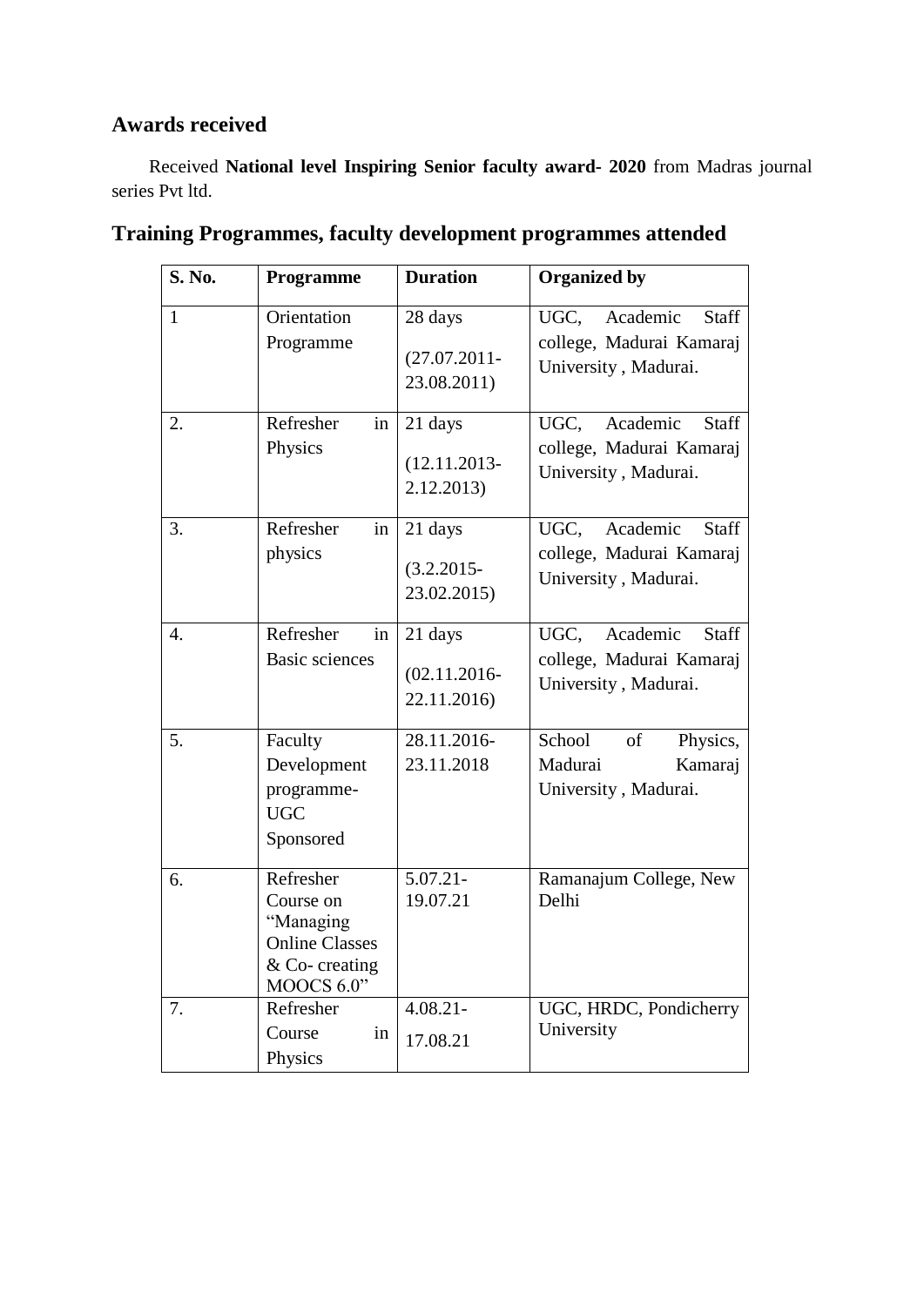## Awards received

Received **National level Inspiring Senior faculty award- 2020** from Madras journal series Pvt ltd.

## Training Programmes, faculty development programmes attended

| S. No. | Programme | Duration | Organized by |
|---|---|---|---|
| 1 | Orientation Programme | 28 days (27.07.2011-23.08.2011) | UGC, Academic Staff college, Madurai Kamaraj University , Madurai. |
| 2. | Refresher in Physics | 21 days (12.11.2013-2.12.2013) | UGC, Academic Staff college, Madurai Kamaraj University , Madurai. |
| 3. | Refresher in physics | 21 days (3.2.2015-23.02.2015) | UGC, Academic Staff college, Madurai Kamaraj University , Madurai. |
| 4. | Refresher in Basic sciences | 21 days (02.11.2016-22.11.2016) | UGC, Academic Staff college, Madurai Kamaraj University , Madurai. |
| 5. | Faculty Development programme- UGC Sponsored | 28.11.2016-23.11.2018 | School of Physics, Madurai Kamaraj University , Madurai. |
| 6. | Refresher Course on "Managing Online Classes & Co- creating MOOCS 6.0" | 5.07.21-19.07.21 | Ramanajum College, New Delhi |
| 7. | Refresher Course in Physics | 4.08.21-17.08.21 | UGC, HRDC, Pondicherry University |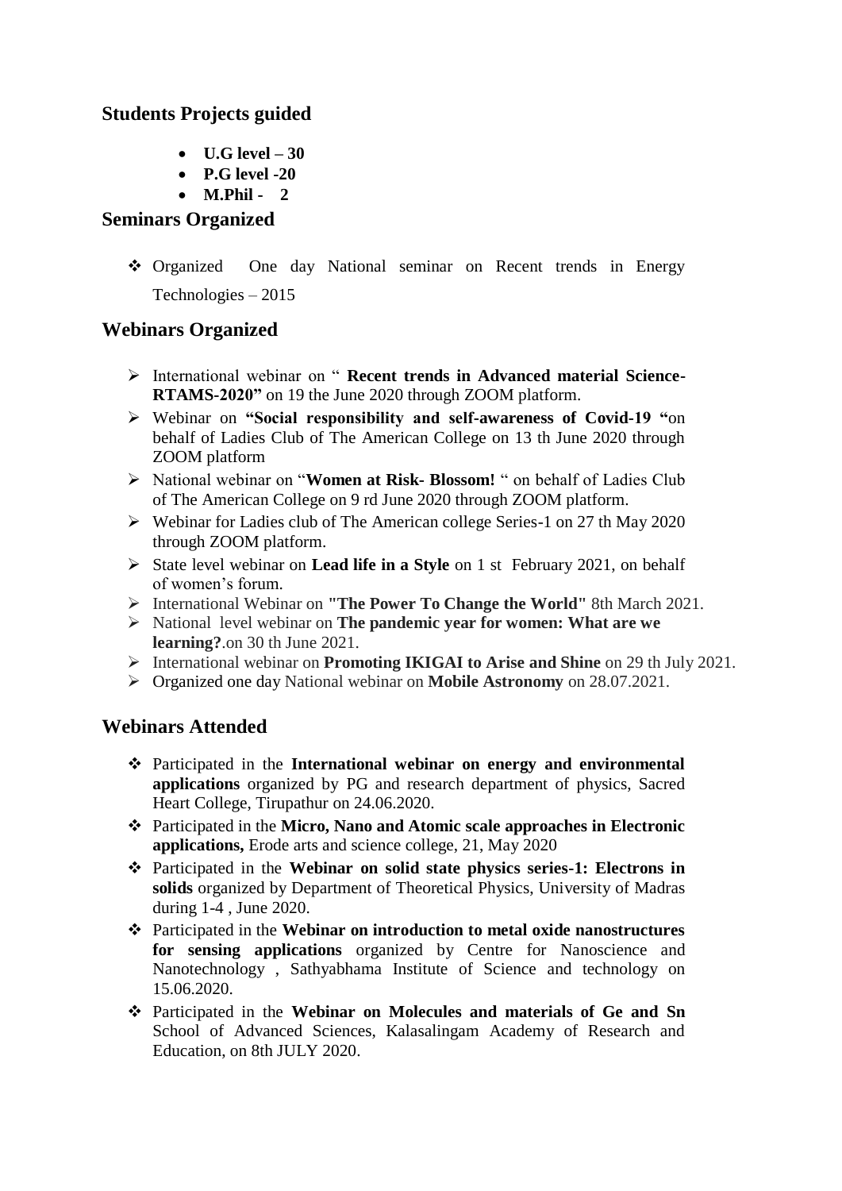## Students Projects guided

- **U.G level – 30**
- **P.G level -20**
- **M.Phil - 2**

## Seminars Organized

- Organized One day National seminar on Recent trends in Energy Technologies – 2015

## Webinars Organized

- International webinar on " **Recent trends in Advanced material Science-RTAMS-2020"** on 19 the June 2020 through ZOOM platform.
- Webinar on **"Social responsibility and self-awareness of Covid-19 "**on behalf of Ladies Club of The American College on 13 th June 2020 through ZOOM platform
- National webinar on "**Women at Risk- Blossom!** " on behalf of Ladies Club of The American College on 9 rd June 2020 through ZOOM platform.
- Webinar for Ladies club of The American college Series-1 on 27 th May 2020 through ZOOM platform.
- State level webinar on **Lead life in a Style** on 1 st February 2021, on behalf of women's forum.
- International Webinar on **"The Power To Change the World"** 8th March 2021.
- National level webinar on **The pandemic year for women: What are we learning?**.on 30 th June 2021.
- International webinar on **Promoting IKIGAI to Arise and Shine** on 29 th July 2021.
- Organized one day National webinar on **Mobile Astronomy** on 28.07.2021.

## Webinars Attended

- Participated in the **International webinar on energy and environmental applications** organized by PG and research department of physics, Sacred Heart College, Tirupathur on 24.06.2020.
- Participated in the **Micro, Nano and Atomic scale approaches in Electronic applications,** Erode arts and science college, 21, May 2020
- Participated in the **Webinar on solid state physics series-1: Electrons in solids** organized by Department of Theoretical Physics, University of Madras during 1-4 , June 2020.
- Participated in the **Webinar on introduction to metal oxide nanostructures for sensing applications** organized by Centre for Nanoscience and Nanotechnology , Sathyabhama Institute of Science and technology on 15.06.2020.
- Participated in the **Webinar on Molecules and materials of Ge and Sn** School of Advanced Sciences, Kalasalingam Academy of Research and Education, on 8th JULY 2020.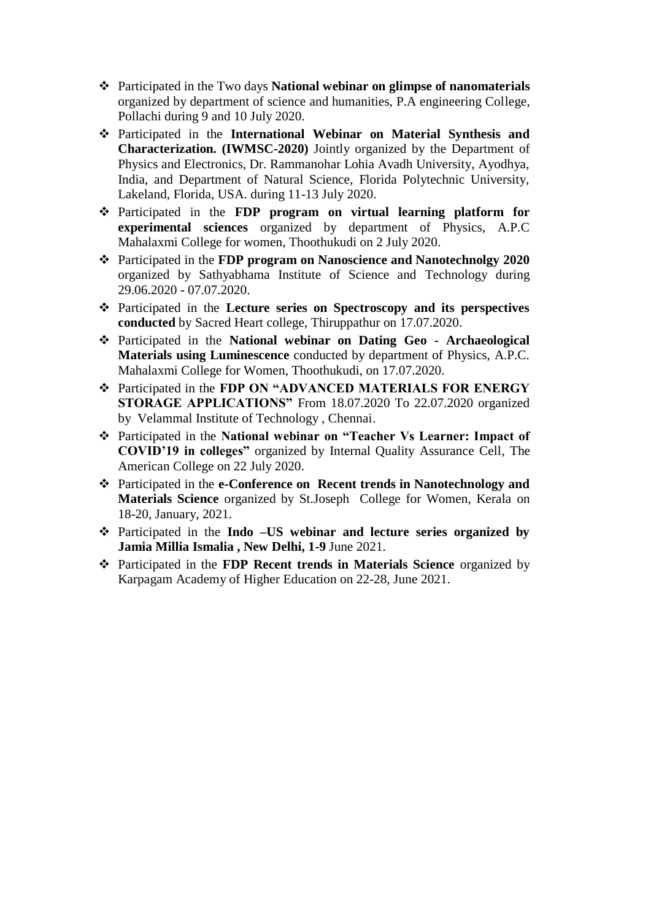- Participated in the Two days **National webinar on glimpse of nanomaterials** organized by department of science and humanities, P.A engineering College, Pollachi during 9 and 10 July 2020.
- Participated in the **International Webinar on Material Synthesis and Characterization. (IWMSC-2020)** Jointly organized by the Department of Physics and Electronics, Dr. Rammanohar Lohia Avadh University, Ayodhya, India, and Department of Natural Science, Florida Polytechnic University, Lakeland, Florida, USA. during 11-13 July 2020.
- Participated in the **FDP program on virtual learning platform for experimental sciences** organized by department of Physics, A.P.C Mahalaxmi College for women, Thoothukudi on 2 July 2020.
- Participated in the **FDP program on Nanoscience and Nanotechnolgy 2020** organized by Sathyabhama Institute of Science and Technology during 29.06.2020 - 07.07.2020.
- Participated in the **Lecture series on Spectroscopy and its perspectives conducted** by Sacred Heart college, Thiruppathur on 17.07.2020.
- Participated in the **National webinar on Dating Geo - Archaeological Materials using Luminescence** conducted by department of Physics, A.P.C. Mahalaxmi College for Women, Thoothukudi, on 17.07.2020.
- Participated in the **FDP ON "ADVANCED MATERIALS FOR ENERGY STORAGE APPLICATIONS"** From 18.07.2020 To 22.07.2020 organized by Velammal Institute of Technology , Chennai.
- Participated in the **National webinar on "Teacher Vs Learner: Impact of COVID'19 in colleges"** organized by Internal Quality Assurance Cell, The American College on 22 July 2020.
- Participated in the **e-Conference on Recent trends in Nanotechnology and Materials Science** organized by St.Joseph College for Women, Kerala on 18-20, January, 2021.
- Participated in the **Indo –US webinar and lecture series organized by Jamia Millia Ismalia , New Delhi, 1-9** June 2021.
- Participated in the **FDP Recent trends in Materials Science** organized by Karpagam Academy of Higher Education on 22-28, June 2021.